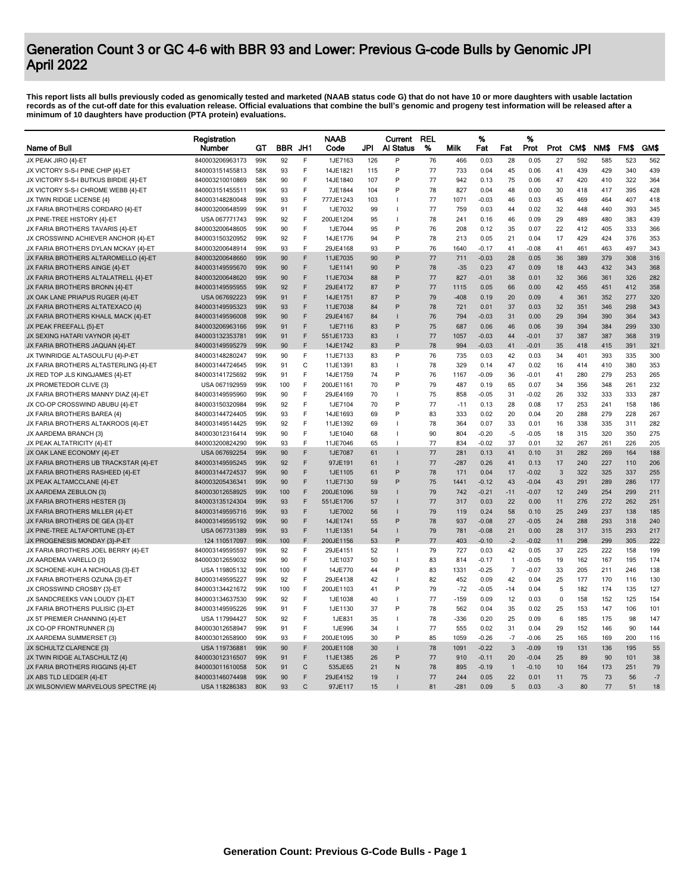# Generation Count 3 or GC 4-6 with BBR 93 and Lower: Previous G-code Bulls by Genomic JPI April 2022

**This report lists all bulls previously coded as genomically tested and marketed (NAAB status code G) that do not have 10 or more daughters with usable lactation records as of the cut-off date for this evaluation release. Official evaluations that combine the bull's genomic and progeny test information will be released after a minimum of 10 daughters have production (PTA protein) evaluations.**

| Name of Bull | Registration Number | GT | BBR | JH1 | NAAB Code | JPI | Current AI Status | REL % | Milk | % Fat | Fat | % Prot | Prot | CM$ | NM$ | FM$ | GM$ |
|---|---|---|---|---|---|---|---|---|---|---|---|---|---|---|---|---|---|
| JX PEAK JIRO {4}-ET | 840003206963173 | 99K | 92 | F | 1JE7163 | 126 | P | 76 | 466 | 0.03 | 28 | 0.05 | 27 | 592 | 585 | 523 | 562 |
| JX VICTORY S-S-I PINE CHIP {4}-ET | 840003151455813 | 58K | 93 | F | 14JE1821 | 115 | P | 77 | 733 | 0.04 | 45 | 0.06 | 41 | 439 | 429 | 340 | 439 |
| JX VICTORY S-S-I BUTKUS BIRDIE {4}-ET | 840003210010869 | 58K | 90 | F | 14JE1840 | 107 | P | 77 | 942 | 0.13 | 75 | 0.06 | 47 | 420 | 410 | 322 | 364 |
| JX VICTORY S-S-I CHROME WEBB {4}-ET | 840003151455511 | 99K | 93 | F | 7JE1844 | 104 | P | 78 | 827 | 0.04 | 48 | 0.00 | 30 | 418 | 417 | 395 | 428 |
| JX TWIN RIDGE LICENSE {4} | 840003148280048 | 99K | 93 | F | 777JE1243 | 103 | I | 77 | 1071 | -0.03 | 46 | 0.03 | 45 | 469 | 464 | 407 | 418 |
| JX FARIA BROTHERS CORDARO {4}-ET | 840003200648599 | 99K | 91 | F | 1JE7032 | 99 | I | 77 | 759 | 0.03 | 44 | 0.02 | 32 | 448 | 440 | 393 | 345 |
| JX PINE-TREE HISTORY {4}-ET | USA 067771743 | 99K | 92 | F | 200JE1204 | 95 | I | 78 | 241 | 0.16 | 46 | 0.09 | 29 | 489 | 480 | 383 | 439 |
| JX FARIA BROTHERS TAVARIS {4}-ET | 840003200648605 | 99K | 90 | F | 1JE7044 | 95 | P | 76 | 208 | 0.12 | 35 | 0.07 | 22 | 412 | 405 | 333 | 366 |
| JX CROSSWIND ACHIEVER ANCHOR {4}-ET | 840003150320952 | 99K | 92 | F | 14JE1776 | 94 | P | 78 | 213 | 0.05 | 21 | 0.04 | 17 | 429 | 424 | 376 | 353 |
| JX FARIA BROTHERS DYLAN MCKAY {4}-ET | 840003200648914 | 99K | 93 | F | 29JE4168 | 93 | P | 76 | 1640 | -0.17 | 41 | -0.08 | 41 | 461 | 463 | 497 | 343 |
| JX FARIA BROTHERS ALTAROMELLO {4}-ET | 840003200648660 | 99K | 90 | F | 11JE7035 | 90 | P | 77 | 711 | -0.03 | 28 | 0.05 | 36 | 389 | 379 | 308 | 316 |
| JX FARIA BROTHERS AINGE {4}-ET | 840003149595670 | 99K | 90 | F | 1JE1141 | 90 | P | 78 | -35 | 0.23 | 47 | 0.09 | 18 | 443 | 432 | 343 | 368 |
| JX FARIA BROTHERS ALTALATRELL {4}-ET | 840003200648620 | 99K | 90 | F | 11JE7034 | 88 | P | 77 | 827 | -0.01 | 38 | 0.01 | 32 | 366 | 361 | 326 | 282 |
| JX FARIA BROTHERS BRONN {4}-ET | 840003149595955 | 99K | 92 | F | 29JE4172 | 87 | P | 77 | 1115 | 0.05 | 66 | 0.00 | 42 | 455 | 451 | 412 | 358 |
| JX OAK LANE PRIAPUS RUGER {4}-ET | USA 067692223 | 99K | 91 | F | 14JE1751 | 87 | P | 79 | -408 | 0.19 | 20 | 0.09 | 4 | 361 | 352 | 277 | 320 |
| JX FARIA BROTHERS ALTATEXACO {4} | 840003149595323 | 99K | 93 | F | 11JE7038 | 84 | P | 78 | 721 | 0.01 | 37 | 0.03 | 32 | 351 | 346 | 298 | 343 |
| JX FARIA BROTHERS KHALIL MACK {4}-ET | 840003149596008 | 99K | 90 | F | 29JE4167 | 84 | I | 76 | 794 | -0.03 | 31 | 0.00 | 29 | 394 | 390 | 364 | 343 |
| JX PEAK FREEFALL {5}-ET | 840003206963166 | 99K | 91 | F | 1JE7116 | 83 | P | 75 | 687 | 0.06 | 46 | 0.06 | 39 | 394 | 384 | 299 | 330 |
| JX SEXING HATARI VAYNOR {4}-ET | 840003132353781 | 99K | 91 | F | 551JE1733 | 83 | I | 77 | 1057 | -0.03 | 44 | -0.01 | 37 | 387 | 387 | 368 | 319 |
| JX FARIA BROTHERS JAQUAN {4}-ET | 840003149595279 | 99K | 90 | F | 14JE1742 | 83 | P | 78 | 994 | -0.03 | 41 | -0.01 | 35 | 418 | 415 | 391 | 321 |
| JX TWINRIDGE ALTASOULFU {4}-P-ET | 840003148280247 | 99K | 90 | F | 11JE7133 | 83 | P | 76 | 735 | 0.03 | 42 | 0.03 | 34 | 401 | 393 | 335 | 300 |
| JX FARIA BROTHERS ALTASTERLING {4}-ET | 840003144724645 | 99K | 91 | C | 11JE1391 | 83 | I | 78 | 329 | 0.14 | 47 | 0.02 | 16 | 414 | 410 | 380 | 353 |
| JX RED TOP JLS KINGJAMES {4}-ET | 840003141725692 | 99K | 91 | F | 14JE1759 | 74 | P | 76 | 1167 | -0.09 | 36 | -0.01 | 41 | 280 | 279 | 253 | 265 |
| JX PROMETEDOR CLIVE {3} | USA 067192959 | 99K | 100 | F | 200JE1161 | 70 | P | 79 | 487 | 0.19 | 65 | 0.07 | 34 | 356 | 348 | 261 | 232 |
| JX FARIA BROTHERS MANNY DIAZ {4}-ET | 840003149595960 | 99K | 90 | F | 29JE4169 | 70 | I | 75 | 858 | -0.05 | 31 | -0.02 | 26 | 332 | 333 | 333 | 287 |
| JX CO-OP CROSSWIND ABUBU {4}-ET | 840003150320984 | 99K | 92 | F | 1JE7104 | 70 | P | 77 | -11 | 0.13 | 28 | 0.08 | 17 | 253 | 241 | 158 | 186 |
| JX FARIA BROTHERS BAREA {4} | 840003144724405 | 99K | 93 | F | 14JE1693 | 69 | P | 83 | 333 | 0.02 | 20 | 0.04 | 20 | 288 | 279 | 228 | 267 |
| JX FARIA BROTHERS ALTAKROOS {4}-ET | 840003149514425 | 99K | 92 | F | 11JE1392 | 69 | I | 78 | 364 | 0.07 | 33 | 0.01 | 16 | 338 | 335 | 311 | 282 |
| JX AARDEMA BRANCH {3} | 840003012316414 | 99K | 90 | F | 1JE1040 | 68 | I | 90 | 804 | -0.20 | -5 | -0.05 | 18 | 315 | 320 | 350 | 275 |
| JX PEAK ALTATRICITY {4}-ET | 840003200824290 | 99K | 93 | F | 11JE7046 | 65 | I | 77 | 834 | -0.02 | 37 | 0.01 | 32 | 267 | 261 | 226 | 205 |
| JX OAK LANE ECONOMY {4}-ET | USA 067692254 | 99K | 90 | F | 1JE7087 | 61 | I | 77 | 281 | 0.13 | 41 | 0.10 | 31 | 282 | 269 | 164 | 188 |
| JX FARIA BROTHERS UB TRACKSTAR {4}-ET | 840003149595245 | 99K | 92 | F | 97JE191 | 61 | I | 77 | -287 | 0.26 | 41 | 0.13 | 17 | 240 | 227 | 110 | 206 |
| JX FARIA BROTHERS RASHEED {4}-ET | 840003144724537 | 99K | 90 | F | 1JE1105 | 61 | P | 78 | 171 | 0.04 | 17 | -0.02 | 3 | 322 | 325 | 337 | 255 |
| JX PEAK ALTAMCCLANE {4}-ET | 840003205436341 | 99K | 90 | F | 11JE7130 | 59 | P | 75 | 1441 | -0.12 | 43 | -0.04 | 43 | 291 | 289 | 286 | 177 |
| JX AARDEMA ZEBULON {3} | 840003012658925 | 99K | 100 | F | 200JE1096 | 59 | I | 79 | 742 | -0.21 | -11 | -0.07 | 12 | 249 | 254 | 299 | 211 |
| JX FARIA BROTHERS HESTER {3} | 840003135124304 | 99K | 93 | F | 551JE1706 | 57 | I | 77 | 317 | 0.03 | 22 | 0.00 | 11 | 276 | 272 | 262 | 251 |
| JX FARIA BROTHERS MILLER {4}-ET | 840003149595716 | 99K | 93 | F | 1JE7002 | 56 | I | 79 | 119 | 0.24 | 58 | 0.10 | 25 | 249 | 237 | 138 | 185 |
| JX FARIA BROTHERS DE GEA {3}-ET | 840003149595192 | 99K | 90 | F | 14JE1741 | 55 | P | 78 | 937 | -0.08 | 27 | -0.05 | 24 | 288 | 293 | 318 | 240 |
| JX PINE-TREE ALTAFORTUNE {3}-ET | USA 067731389 | 99K | 93 | F | 11JE1351 | 54 | I | 79 | 781 | -0.08 | 21 | 0.00 | 28 | 317 | 315 | 293 | 217 |
| JX PROGENESIS MONDAY {3}-P-ET | 124 110517097 | 99K | 100 | F | 200JE1156 | 53 | P | 77 | 403 | -0.10 | -2 | -0.02 | 11 | 298 | 299 | 305 | 222 |
| JX FARIA BROTHERS JOEL BERRY {4}-ET | 840003149595597 | 99K | 92 | F | 29JE4151 | 52 | I | 79 | 727 | 0.03 | 42 | 0.05 | 37 | 225 | 222 | 158 | 199 |
| JX AARDEMA VARELLO {3} | 840003012659032 | 99K | 90 | F | 1JE1037 | 50 | I | 83 | 814 | -0.17 | 1 | -0.05 | 19 | 162 | 167 | 195 | 174 |
| JX SCHOENE-KUH A NICHOLAS {3}-ET | USA 119805132 | 99K | 100 | F | 14JE770 | 44 | P | 83 | 1331 | -0.25 | 7 | -0.07 | 33 | 205 | 211 | 246 | 138 |
| JX FARIA BROTHERS OZUNA {3}-ET | 840003149595227 | 99K | 92 | F | 29JE4138 | 42 | I | 82 | 452 | 0.09 | 42 | 0.04 | 25 | 177 | 170 | 116 | 130 |
| JX CROSSWIND CROSBY {3}-ET | 840003134421672 | 99K | 100 | F | 200JE1103 | 41 | P | 79 | -72 | -0.05 | -14 | 0.04 | 5 | 182 | 174 | 135 | 127 |
| JX SANDCREEKS VAN LOUDY {3}-ET | 840003134637530 | 99K | 92 | F | 1JE1038 | 40 | I | 77 | -159 | 0.09 | 12 | 0.03 | 0 | 158 | 152 | 125 | 154 |
| JX FARIA BROTHERS PULISIC {3}-ET | 840003149595226 | 99K | 91 | F | 1JE1130 | 37 | P | 78 | 562 | 0.04 | 35 | 0.02 | 25 | 153 | 147 | 106 | 101 |
| JX 5T PREMIER CHANNING {4}-ET | USA 117994427 | 50K | 92 | F | 1JE831 | 35 | I | 78 | -336 | 0.20 | 25 | 0.09 | 6 | 185 | 175 | 98 | 147 |
| JX CO-OP FRONTRUNNER {3} | 840003012658947 | 99K | 91 | F | 1JE996 | 34 | I | 77 | 555 | 0.02 | 31 | 0.04 | 29 | 152 | 146 | 90 | 144 |
| JX AARDEMA SUMMERSET {3} | 840003012658900 | 99K | 93 | F | 200JE1095 | 30 | P | 85 | 1059 | -0.26 | -7 | -0.06 | 25 | 165 | 169 | 200 | 116 |
| JX SCHULTZ CLARENCE {3} | USA 119736881 | 99K | 90 | F | 200JE1108 | 30 | I | 78 | 1091 | -0.22 | 3 | -0.09 | 19 | 131 | 136 | 195 | 55 |
| JX TWIN RIDGE ALTASCHULTZ {4} | 840003012316507 | 99K | 91 | F | 11JE1385 | 26 | P | 77 | 910 | -0.11 | 20 | -0.04 | 25 | 89 | 90 | 101 | 38 |
| JX FARIA BROTHERS RIGGINS {4}-ET | 840003011610058 | 50K | 91 | C | 535JE65 | 21 | N | 78 | 895 | -0.19 | 1 | -0.10 | 10 | 164 | 173 | 251 | 79 |
| JX ABS TLD LEDGER {4}-ET | 840003146074498 | 99K | 90 | F | 29JE4152 | 19 | I | 77 | 244 | 0.05 | 22 | 0.01 | 11 | 75 | 73 | 56 | -7 |
| JX WILSONVIEW MARVELOUS SPECTRE {4} | USA 118286383 | 80K | 93 | C | 97JE117 | 15 | I | 81 | -281 | 0.09 | 5 | 0.03 | -3 | 80 | 77 | 51 | 18 |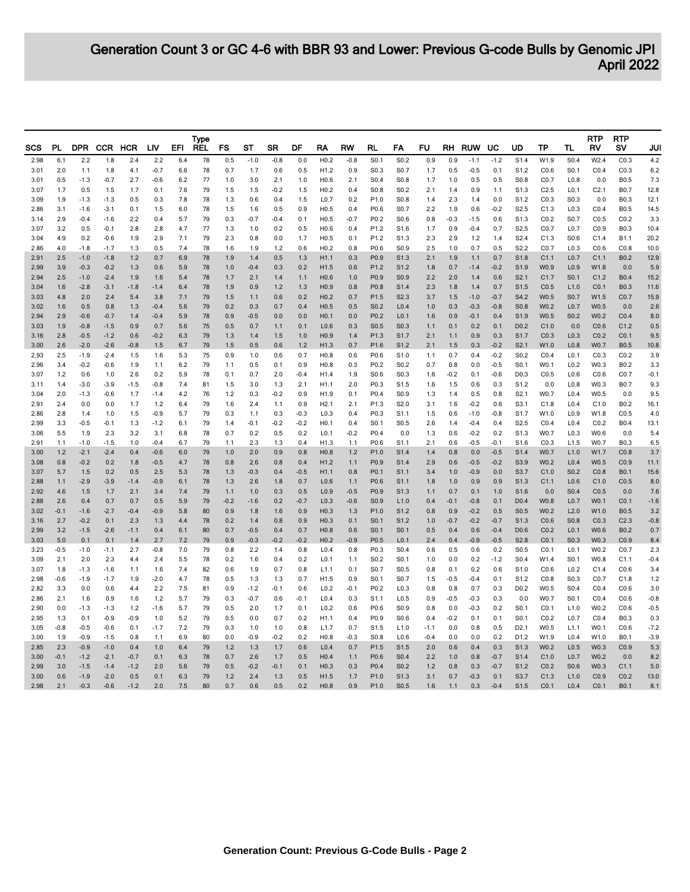# Generation Count 3 or GC 4-6 with BBR 93 and Lower: Previous G-code Bulls by Genomic JPI

**April 2022**

| SCS | PL | DPR | CCR | HCR | LIV | EFI | Type REL | FS | ST | SR | DF | RA | RW | RL | FA | FU | RH | RUW | UC | UD | TP | TL | RTP RV | RTP SV | JUI |
|---|---|---|---|---|---|---|---|---|---|---|---|---|---|---|---|---|---|---|---|---|---|---|---|---|---|
| 2.98 | 6.1 | 2.2 | 1.8 | 2.4 | 2.2 | 6.4 | 78 | 0.5 | -1.0 | -0.8 | 0.0 | H0.2 | -0.8 | S0.1 | S0.2 | 0.9 | 0.9 | -1.1 | -1.2 | S1.4 | W1.9 | S0.4 | W2.4 | C0.3 | 4.2 |
| 3.01 | 2.0 | 1.1 | 1.8 | 4.1 | -0.7 | 6.6 | 78 | 0.7 | 1.7 | 0.6 | 0.5 | H1.2 | 0.9 | S0.3 | S0.7 | 1.7 | 0.5 | -0.5 | 0.1 | S1.2 | C0.6 | S0.1 | C0.4 | C0.3 | 6.2 |
| 3.01 | 0.5 | -1.3 | -0.7 | 2.7 | -0.6 | 6.2 | 77 | 1.0 | 3.0 | 2.1 | 1.0 | H0.6 | 2.1 | S0.4 | S0.8 | 1.7 | 1.0 | 0.5 | 0.5 | S0.8 | C0.7 | L0.8 | 0.0 | B0.5 | 7.3 |
| 3.07 | 1.7 | 0.5 | 1.5 | 1.7 | 0.1 | 7.6 | 79 | 1.5 | 1.5 | -0.2 | 1.5 | H0.2 | 0.4 | S0.8 | S0.2 | 2.1 | 1.4 | 0.9 | 1.1 | S1.3 | C2.5 | L0.1 | C2.1 | B0.7 | 12.8 |
| 3.09 | 1.9 | -1.3 | -1.3 | 0.5 | 0.3 | 7.8 | 78 | 1.3 | 0.6 | 0.4 | 1.5 | L0.7 | 0.2 | P1.0 | S0.8 | 1.4 | 2.3 | 1.4 | 0.0 | S1.2 | C0.3 | S0.3 | 0.0 | B0.3 | 12.1 |
| 2.86 | 3.1 | -1.6 | -3.1 | 0.1 | 1.5 | 6.0 | 78 | 1.5 | 1.6 | 0.5 | 0.9 | H0.5 | 0.4 | P0.6 | S0.7 | 2.2 | 1.9 | 0.6 | -0.2 | S2.5 | C1.3 | L0.3 | C0.4 | B0.5 | 14.5 |
| 3.14 | 2.9 | -0.4 | -1.6 | 2.2 | 0.4 | 5.7 | 79 | 0.3 | -0.7 | -0.4 | 0.1 | H0.5 | -0.7 | P0.2 | S0.6 | 0.8 | -0.3 | -1.5 | 0.6 | S1.3 | C0.2 | S0.7 | C0.5 | C0.2 | 3.3 |
| 3.07 | 3.2 | 0.5 | -0.1 | 2.8 | 2.8 | 4.7 | 77 | 1.3 | 1.0 | 0.2 | 0.5 | H0.6 | 0.4 | P1.2 | S1.6 | 1.7 | 0.9 | -0.4 | 0.7 | S2.5 | C0.7 | L0.7 | C0.9 | B0.3 | 10.4 |
| 3.04 | 4.9 | 0.2 | -0.6 | 1.9 | 2.9 | 7.1 | 79 | 2.3 | 0.8 | 0.0 | 1.7 | H0.5 | 0.1 | P1.2 | S1.3 | 2.3 | 2.9 | 1.2 | 1.4 | S2.4 | C1.3 | S0.6 | C1.4 | B1.1 | 20.2 |
| 2.86 | 4.0 | -1.8 | -1.7 | 1.3 | 0.5 | 7.4 | 78 | 1.6 | 1.9 | 1.2 | 0.6 | H0.2 | 0.8 | P0.6 | S0.9 | 2.5 | 1.0 | 0.7 | 0.5 | S2.2 | C0.7 | L0.3 | C0.6 | C0.8 | 10.0 |
| 2.91 | 2.5 | -1.0 | -1.8 | 1.2 | 0.7 | 6.9 | 78 | 1.9 | 1.4 | 0.5 | 1.3 | H1.1 | 0.3 | P0.9 | S1.3 | 2.1 | 1.9 | 1.1 | 0.7 | S1.8 | C1.1 | L0.7 | C1.1 | B0.2 | 12.9 |
| 2.99 | 3.9 | -0.3 | -0.2 | 1.3 | 0.6 | 5.9 | 78 | 1.0 | -0.4 | 0.3 | 0.2 | H1.5 | 0.6 | P1.2 | S1.2 | 1.8 | 0.7 | -1.4 | -0.2 | S1.9 | W0.9 | L0.9 | W1.8 | 0.0 | 5.9 |
| 2.94 | 2.5 | -1.0 | -2.4 | 1.9 | 1.6 | 5.4 | 78 | 1.7 | 2.1 | 1.4 | 1.1 | H0.6 | 1.0 | P0.9 | S0.9 | 2.2 | 2.0 | 1.4 | 0.6 | S2.1 | C1.7 | S0.1 | C1.2 | B0.4 | 15.2 |
| 3.04 | 1.6 | -2.8 | -3.1 | -1.8 | -1.4 | 6.4 | 78 | 1.9 | 0.9 | 1.2 | 1.3 | H0.9 | 0.8 | P0.8 | S1.4 | 2.3 | 1.8 | 1.4 | 0.7 | S1.5 | C0.5 | L1.0 | C0.1 | B0.3 | 11.6 |
| 3.03 | 4.8 | 2.0 | 2.4 | 5.4 | 3.8 | 7.1 | 79 | 1.5 | 1.1 | 0.6 | 0.2 | H0.2 | 0.7 | P1.5 | S2.3 | 3.7 | 1.5 | -1.0 | -0.7 | S4.2 | W0.5 | S0.7 | W1.5 | C0.7 | 15.9 |
| 3.02 | 1.6 | 0.5 | 0.8 | 1.3 | -0.4 | 5.6 | 79 | 0.2 | 0.3 | 0.7 | 0.4 | H0.5 | 0.5 | S0.2 | L0.4 | 1.0 | 0.3 | -0.3 | -0.8 | S0.8 | W0.2 | L0.7 | W0.5 | 0.0 | 2.6 |
| 2.94 | 2.9 | -0.6 | -0.7 | 1.4 | -0.4 | 5.9 | 78 | 0.9 | -0.5 | 0.0 | 0.0 | H0.1 | 0.0 | P0.2 | L0.1 | 1.6 | 0.9 | -0.1 | 0.4 | S1.9 | W0.5 | S0.2 | W0.2 | C0.4 | 8.0 |
| 3.03 | 1.9 | -0.8 | -1.5 | 0.9 | 0.7 | 5.6 | 75 | 0.5 | 0.7 | 1.1 | 0.1 | L0.6 | 0.3 | S0.5 | S0.3 | 1.1 | 0.1 | 0.2 | 0.1 | D0.2 | C1.0 | 0.0 | C0.6 | C1.2 | 0.5 |
| 3.16 | 2.8 | -0.5 | -1.2 | 0.6 | -0.2 | 6.3 | 79 | 1.3 | 1.4 | 1.5 | 1.0 | H0.9 | 1.4 | P1.3 | S1.7 | 2.1 | 1.1 | 0.9 | 0.3 | S1.7 | C0.3 | L0.3 | C0.2 | C0.1 | 9.5 |
| 3.00 | 2.6 | -2.0 | -2.6 | -0.8 | 1.5 | 6.7 | 79 | 1.5 | 0.5 | 0.6 | 1.2 | H1.3 | 0.7 | P1.6 | S1.2 | 2.1 | 1.5 | 0.3 | -0.2 | S2.1 | W1.0 | L0.8 | W0.7 | B0.5 | 10.8 |
| 2.93 | 2.5 | -1.9 | -2.4 | 1.5 | 1.6 | 5.3 | 75 | 0.9 | 1.0 | 0.6 | 0.7 | H0.8 | 0.6 | P0.6 | S1.0 | 1.1 | 0.7 | 0.4 | -0.2 | S0.2 | C0.4 | L0.1 | C0.3 | C0.2 | 3.9 |
| 2.96 | 3.4 | -0.2 | -0.6 | 1.9 | 1.1 | 6.2 | 79 | 1.1 | 0.5 | 0.1 | 0.9 | H0.8 | 0.3 | P0.2 | S0.2 | 0.7 | 0.8 | 0.0 | -0.5 | S0.1 | W0.1 | L0.2 | W0.3 | B0.2 | 3.3 |
| 3.07 | 1.2 | 0.6 | 1.0 | 2.6 | 0.2 | 5.9 | 78 | 0.1 | 0.7 | 2.0 | -0.4 | H1.4 | 1.9 | S0.6 | S0.3 | 1.6 | -0.2 | 0.1 | -0.6 | D0.3 | C0.5 | L0.6 | C0.6 | C0.7 | -0.1 |
| 3.11 | 1.4 | -3.0 | -3.9 | -1.5 | -0.8 | 7.4 | 81 | 1.5 | 3.0 | 1.3 | 2.1 | H1.1 | 2.0 | P0.3 | S1.5 | 1.6 | 1.5 | 0.6 | 0.3 | S1.2 | 0.0 | L0.8 | W0.3 | B0.7 | 9.3 |
| 3.04 | 2.0 | -1.3 | -0.6 | 1.7 | -1.4 | 4.2 | 76 | 1.2 | 0.3 | -0.2 | 0.9 | H1.9 | 0.1 | P0.4 | S0.9 | 1.3 | 1.4 | 0.5 | 0.8 | S2.1 | W0.7 | L0.4 | W0.5 | 0.0 | 9.5 |
| 2.91 | 2.4 | 0.0 | 0.0 | 1.7 | 1.2 | 6.4 | 79 | 1.6 | 2.4 | 1.1 | 0.9 | H2.1 | 2.1 | P1.3 | S2.0 | 3.1 | 1.6 | -0.2 | 0.6 | S3.1 | C1.8 | L0.4 | C1.0 | B0.2 | 16.1 |
| 2.86 | 2.8 | 1.4 | 1.0 | 1.5 | -0.9 | 5.7 | 79 | 0.3 | 1.1 | 0.3 | -0.3 | L0.3 | 0.4 | P0.3 | S1.1 | 1.5 | 0.6 | -1.0 | -0.8 | S1.7 | W1.0 | L0.9 | W1.8 | C0.5 | 4.0 |
| 2.99 | 3.3 | -0.5 | -0.1 | 1.3 | -1.2 | 6.1 | 79 | 1.4 | -0.1 | -0.2 | -0.2 | H0.1 | 0.4 | S0.1 | S0.5 | 2.6 | 1.4 | -0.4 | 0.4 | S2.5 | C0.4 | L0.4 | C0.2 | B0.4 | 13.1 |
| 3.06 | 5.5 | 1.9 | 2.3 | 3.2 | 3.1 | 6.8 | 78 | 0.7 | 0.2 | 0.5 | 0.2 | L0.1 | -0.2 | P0.4 | 0.0 | 1.3 | 0.6 | -0.2 | 0.2 | S1.3 | W0.7 | L0.3 | W0.6 | 0.0 | 5.4 |
| 2.91 | 1.1 | -1.0 | -1.5 | 1.0 | -0.4 | 6.7 | 79 | 1.1 | 2.3 | 1.3 | 0.4 | H1.3 | 1.1 | P0.6 | S1.1 | 2.1 | 0.6 | -0.5 | -0.1 | S1.6 | C0.3 | L1.5 | W0.7 | B0.3 | 6.5 |
| 3.00 | 1.2 | -2.1 | -2.4 | 0.4 | -0.6 | 6.0 | 79 | 1.0 | 2.0 | 0.9 | 0.8 | H0.8 | 1.2 | P1.0 | S1.4 | 1.4 | 0.8 | 0.0 | -0.5 | S1.4 | W0.7 | L1.0 | W1.7 | C0.8 | 3.7 |
| 3.08 | 0.8 | -0.2 | 0.2 | 1.8 | -0.5 | 4.7 | 78 | 0.8 | 2.6 | 0.8 | 0.4 | H1.2 | 1.1 | P0.9 | S1.4 | 2.9 | 0.6 | -0.5 | -0.2 | S3.9 | W0.2 | L0.4 | W0.5 | C0.9 | 11.1 |
| 3.07 | 5.7 | 1.5 | 0.2 | 0.5 | 2.5 | 5.3 | 78 | 1.3 | -0.3 | 0.4 | -0.5 | H1.1 | 0.8 | P0.1 | S1.1 | 3.4 | 1.0 | -0.9 | 0.0 | S3.7 | C1.0 | S0.2 | C0.8 | B0.1 | 15.6 |
| 2.88 | 1.1 | -2.9 | -3.9 | -1.4 | -0.9 | 6.1 | 78 | 1.3 | 2.6 | 1.8 | 0.7 | L0.6 | 1.1 | P0.6 | S1.1 | 1.8 | 1.0 | 0.9 | 0.9 | S1.3 | C1.1 | L0.6 | C1.0 | C0.5 | 8.0 |
| 2.92 | 4.6 | 1.5 | 1.7 | 2.1 | 3.4 | 7.4 | 79 | 1.1 | 1.0 | 0.3 | 0.5 | L0.9 | -0.5 | P0.9 | S1.3 | 1.1 | 0.7 | 0.1 | 1.0 | S1.6 | 0.0 | S0.4 | C0.5 | 0.0 | 7.6 |
| 2.88 | 2.6 | 0.4 | 0.7 | 0.7 | 0.5 | 5.9 | 79 | -0.2 | -1.6 | 0.2 | -0.7 | L0.3 | -0.6 | S0.9 | L1.0 | 0.4 | -0.1 | -0.8 | 0.1 | D0.4 | W0.8 | L0.7 | W0.1 | C0.1 | -1.6 |
| 3.02 | -0.1 | -1.6 | -2.7 | -0.4 | -0.9 | 5.8 | 80 | 0.9 | 1.8 | 1.6 | 0.9 | H0.3 | 1.3 | P1.0 | S1.2 | 0.8 | 0.9 | -0.2 | 0.5 | S0.5 | W0.2 | L2.0 | W1.0 | B0.5 | 3.2 |
| 3.16 | 2.7 | -0.2 | 0.1 | 2.3 | 1.3 | 4.4 | 78 | 0.2 | 1.4 | 0.8 | 0.9 | H0.3 | 0.1 | S0.1 | S1.2 | 1.0 | -0.7 | -0.2 | -0.7 | S1.3 | C0.6 | S0.8 | C0.3 | C2.3 | -0.8 |
| 2.99 | 3.2 | -1.5 | -2.6 | -1.1 | 0.4 | 6.1 | 80 | 0.7 | -0.5 | 0.4 | 0.7 | H0.8 | 0.6 | S0.1 | S0.1 | 0.5 | 0.4 | 0.6 | -0.4 | D0.6 | C0.2 | L0.1 | W0.6 | B0.2 | 0.7 |
| 3.03 | 5.0 | 0.1 | 0.1 | 1.4 | 2.7 | 7.2 | 79 | 0.9 | -0.3 | -0.2 | -0.2 | H0.2 | -0.9 | P0.5 | L0.1 | 2.4 | 0.4 | -0.9 | -0.5 | S2.8 | C0.1 | S0.3 | W0.3 | C0.9 | 8.4 |
| 3.23 | -0.5 | -1.0 | -1.1 | 2.7 | -0.8 | 7.0 | 79 | 0.8 | 2.2 | 1.4 | 0.8 | L0.4 | 0.8 | P0.3 | S0.4 | 0.6 | 0.5 | 0.6 | 0.2 | S0.5 | C0.1 | L0.1 | W0.2 | C0.7 | 2.3 |
| 3.09 | 2.1 | 2.0 | 2.3 | 4.4 | 2.4 | 5.5 | 78 | 0.2 | 1.6 | 0.4 | 0.2 | L0.1 | 1.1 | S0.2 | S0.1 | 1.0 | 0.0 | 0.2 | -1.2 | S0.4 | W1.4 | S0.1 | W0.8 | C1.1 | -0.4 |
| 3.07 | 1.8 | -1.3 | -1.6 | 1.1 | 1.6 | 7.4 | 82 | 0.6 | 1.9 | 0.7 | 0.8 | L1.1 | 0.1 | S0.7 | S0.5 | 0.8 | 0.1 | 0.2 | 0.6 | S1.0 | C0.6 | L0.2 | C1.4 | C0.6 | 3.4 |
| 2.98 | -0.6 | -1.9 | -1.7 | 1.9 | -2.0 | 4.7 | 78 | 0.5 | 1.3 | 1.3 | 0.7 | H1.5 | 0.9 | S0.1 | S0.7 | 1.5 | -0.5 | -0.4 | 0.1 | S1.2 | C0.8 | S0.3 | C0.7 | C1.8 | 1.2 |
| 2.82 | 3.3 | 0.0 | 0.6 | 4.4 | 2.2 | 7.5 | 81 | 0.9 | -1.2 | -0.1 | 0.6 | L0.2 | -0.1 | P0.2 | L0.3 | 0.8 | 0.8 | 0.7 | 0.3 | D0.2 | W0.5 | S0.4 | C0.4 | C0.6 | 3.0 |
| 2.86 | 2.1 | 1.6 | 0.9 | 1.6 | 1.2 | 5.7 | 79 | 0.3 | -0.7 | 0.6 | -0.1 | L0.4 | 0.3 | S1.1 | L0.5 | 0.9 | -0.5 | -0.3 | 0.3 | 0.0 | W0.7 | S0.1 | C0.4 | C0.6 | -0.8 |
| 2.90 | 0.0 | -1.3 | -1.3 | 1.2 | -1.6 | 5.7 | 79 | 0.5 | 2.0 | 1.7 | 0.1 | L0.2 | 0.6 | P0.6 | S0.9 | 0.8 | 0.0 | -0.3 | 0.2 | S0.1 | C0.1 | L1.0 | W0.2 | C0.6 | -0.5 |
| 2.95 | 1.3 | 0.1 | -0.9 | -0.9 | 1.0 | 5.2 | 79 | 0.5 | 0.0 | 0.7 | 0.2 | H1.1 | 0.4 | P0.9 | S0.6 | 0.4 | -0.2 | 0.1 | 0.1 | S0.1 | C0.2 | L0.7 | C0.4 | B0.3 | 0.3 |
| 3.05 | -0.8 | -0.5 | -0.6 | 0.1 | -1.7 | 7.2 | 79 | 0.3 | 1.0 | 1.0 | 0.8 | L1.7 | 0.7 | S1.5 | L1.0 | -1.1 | 0.0 | 0.8 | 0.5 | D2.1 | W0.5 | L1.1 | W0.1 | C0.6 | -7.2 |
| 3.00 | 1.9 | -0.9 | -1.5 | 0.8 | 1.1 | 6.9 | 80 | 0.0 | -0.9 | -0.2 | 0.2 | H0.8 | -0.3 | S0.8 | L0.6 | -0.4 | 0.0 | 0.0 | 0.2 | D1.2 | W1.9 | L0.4 | W1.0 | B0.1 | -3.9 |
| 2.85 | 2.3 | -0.9 | -1.0 | 0.4 | 1.0 | 6.4 | 79 | 1.2 | 1.3 | 1.7 | 0.6 | L0.4 | 0.7 | P1.5 | S1.5 | 2.0 | 0.6 | 0.4 | 0.3 | S1.3 | W0.2 | L0.5 | W0.3 | C0.9 | 5.3 |
| 3.00 | -0.1 | -1.2 | -2.1 | -0.7 | 0.1 | 6.3 | 78 | 0.7 | 2.6 | 1.7 | 0.5 | H0.4 | 1.1 | P0.6 | S0.4 | 2.2 | 1.0 | 0.8 | -0.7 | S1.4 | C1.0 | L0.7 | W0.2 | 0.0 | 8.2 |
| 2.99 | 3.0 | -1.5 | -1.4 | -1.2 | 2.0 | 5.6 | 79 | 0.5 | -0.2 | -0.1 | 0.1 | H0.3 | 0.3 | P0.4 | S0.2 | 1.2 | 0.8 | 0.3 | -0.7 | S1.2 | C0.2 | S0.6 | W0.3 | C1.1 | 5.0 |
| 3.00 | 0.6 | -1.9 | -2.0 | 0.5 | 0.1 | 6.3 | 79 | 1.2 | 2.4 | 1.3 | 0.5 | H1.5 | 1.7 | P1.0 | S1.3 | 3.1 | 0.7 | -0.3 | 0.1 | S3.7 | C1.3 | L1.0 | C0.9 | C0.2 | 13.0 |
| 2.98 | 2.1 | -0.3 | -0.6 | -1.2 | 2.0 | 7.5 | 80 | 0.7 | 0.6 | 0.5 | 0.2 | H0.8 | 0.9 | P1.0 | S0.5 | 1.6 | 1.1 | 0.3 | -0.4 | S1.5 | C0.1 | L0.4 | C0.1 | B0.1 | 8.1 |